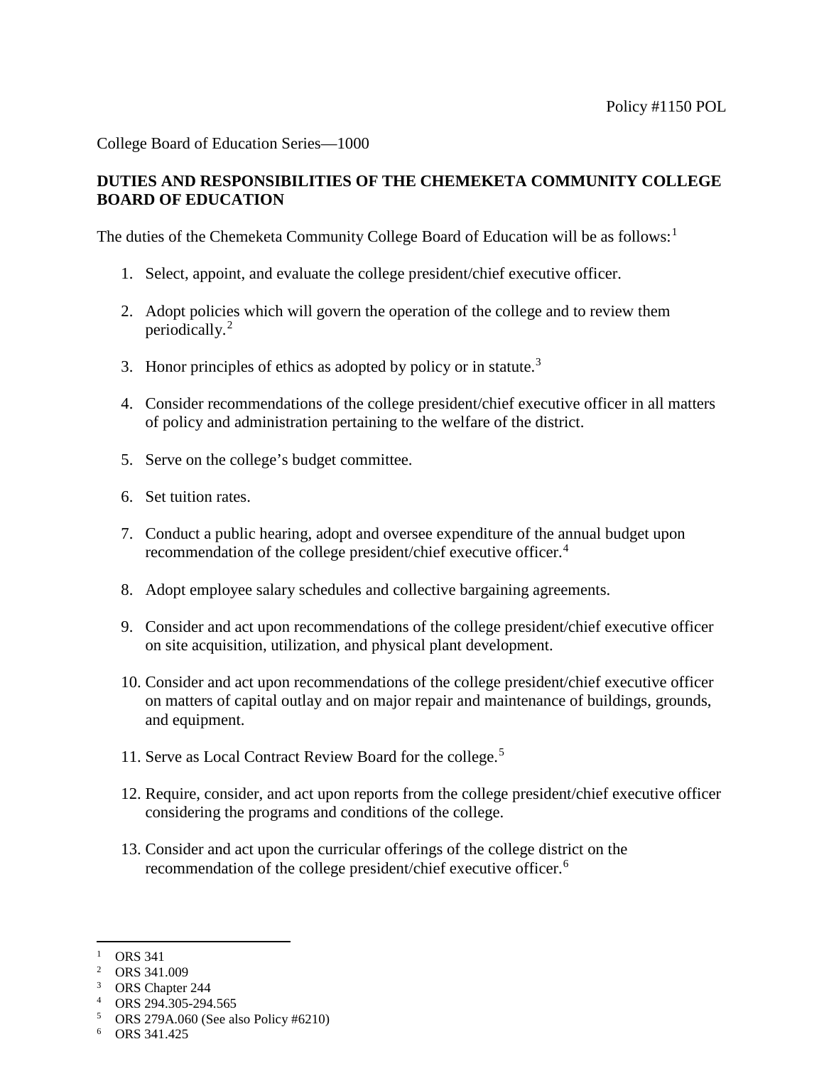Policy #1150 POL

College Board of Education Series—1000

**DUTIES AND RESPONSIBILITIES OF THE CHEMEKETA COMMUNITY COLLEGE BOARD OF EDUCATION**

The duties of the Chemeketa Community College Board of Education will be as follows:[1]

1. Select, appoint, and evaluate the college president/chief executive officer.

2. Adopt policies which will govern the operation of the college and to review them periodically.[2]

3. Honor principles of ethics as adopted by policy or in statute.[3]

4. Consider recommendations of the college president/chief executive officer in all matters of policy and administration pertaining to the welfare of the district.

5. Serve on the college's budget committee.

6. Set tuition rates.

7. Conduct a public hearing, adopt and oversee expenditure of the annual budget upon recommendation of the college president/chief executive officer.[4]

8. Adopt employee salary schedules and collective bargaining agreements.

9. Consider and act upon recommendations of the college president/chief executive officer on site acquisition, utilization, and physical plant development.

10. Consider and act upon recommendations of the college president/chief executive officer on matters of capital outlay and on major repair and maintenance of buildings, grounds, and equipment.

11. Serve as Local Contract Review Board for the college.[5]

12. Require, consider, and act upon reports from the college president/chief executive officer considering the programs and conditions of the college.

13. Consider and act upon the curricular offerings of the college district on the recommendation of the college president/chief executive officer.[6]

---

[1] ORS 341
[2] ORS 341.009
[3] ORS Chapter 244
[4] ORS 294.305-294.565
[5] ORS 279A.060 (See also Policy #6210)
[6] ORS 341.425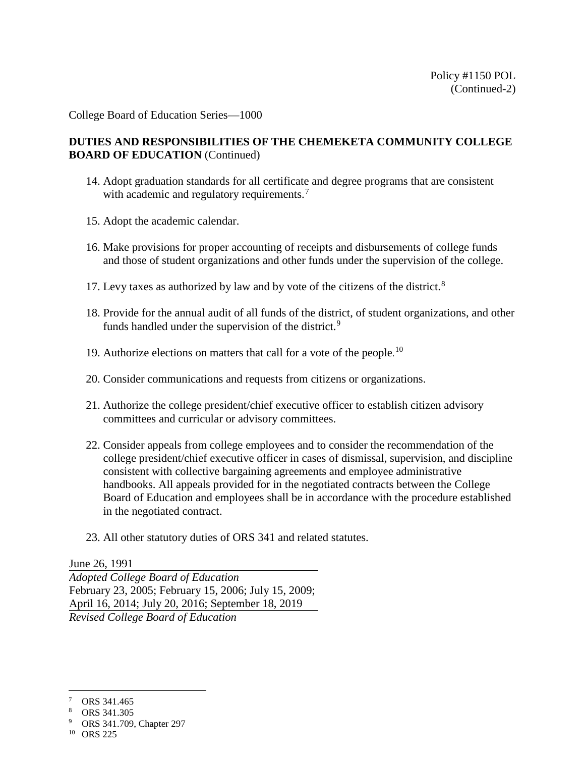College Board of Education Series—1000

**DUTIES AND RESPONSIBILITIES OF THE CHEMEKETA COMMUNITY COLLEGE BOARD OF EDUCATION** (Continued)

14. Adopt graduation standards for all certificate and degree programs that are consistent with academic and regulatory requirements.[7]

15. Adopt the academic calendar.

16. Make provisions for proper accounting of receipts and disbursements of college funds and those of student organizations and other funds under the supervision of the college.

17. Levy taxes as authorized by law and by vote of the citizens of the district.[8]

18. Provide for the annual audit of all funds of the district, of student organizations, and other funds handled under the supervision of the district.[9]

19. Authorize elections on matters that call for a vote of the people.[10]

20. Consider communications and requests from citizens or organizations.

21. Authorize the college president/chief executive officer to establish citizen advisory committees and curricular or advisory committees.

22. Consider appeals from college employees and to consider the recommendation of the college president/chief executive officer in cases of dismissal, supervision, and discipline consistent with collective bargaining agreements and employee administrative handbooks. All appeals provided for in the negotiated contracts between the College Board of Education and employees shall be in accordance with the procedure established in the negotiated contract.

23. All other statutory duties of ORS 341 and related statutes.

June 26, 1991
*Adopted College Board of Education*
February 23, 2005; February 15, 2006; July 15, 2009; April 16, 2014; July 20, 2016; September 18, 2019
*Revised College Board of Education*

---

[7] ORS 341.465
[8] ORS 341.305
[9] ORS 341.709, Chapter 297
[10] ORS 225